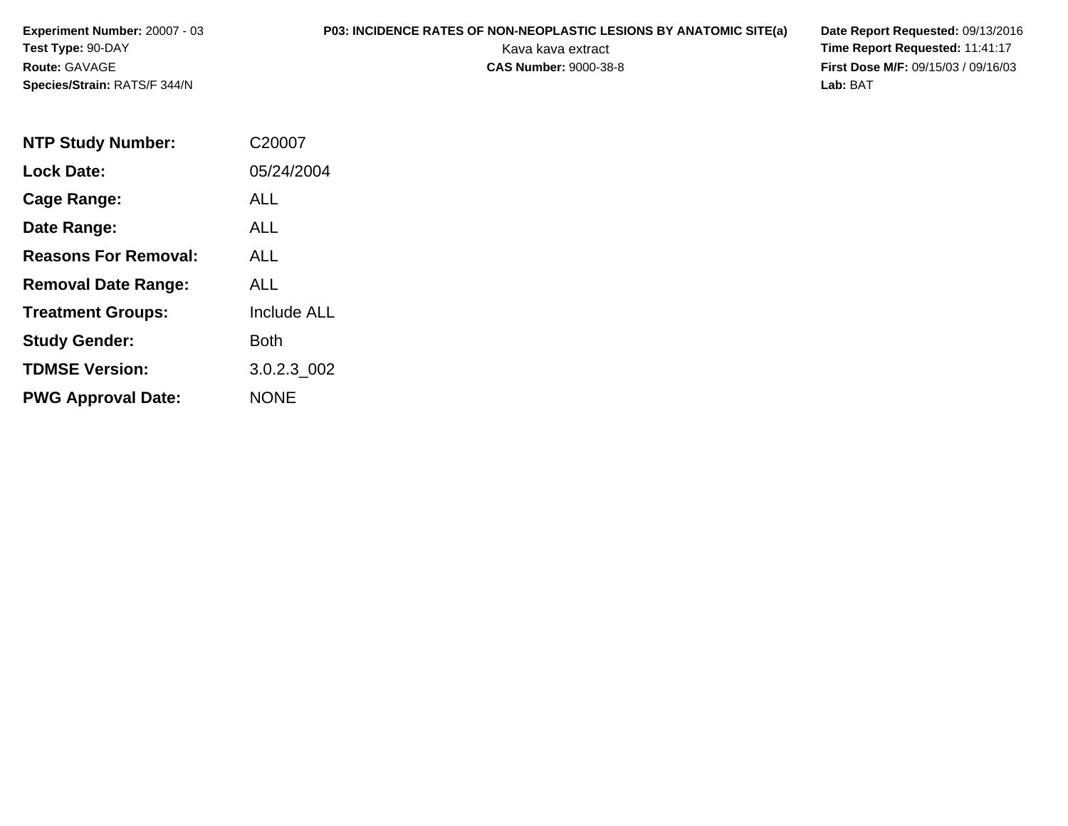**Experiment Number:** 20007 - 03
**Test Type:** 90-DAY
**Route:** GAVAGE
**Species/Strain:** RATS/F 344/N

**P03: INCIDENCE RATES OF NON-NEOPLASTIC LESIONS BY ANATOMIC SITE(a)**
Kava kava extract
**CAS Number:** 9000-38-8

**Date Report Requested:** 09/13/2016
**Time Report Requested:** 11:41:17
**First Dose M/F:** 09/15/03 / 09/16/03
**Lab:** BAT

| | |
|---|---|
| **NTP Study Number:** | C20007 |
| **Lock Date:** | 05/24/2004 |
| **Cage Range:** | ALL |
| **Date Range:** | ALL |
| **Reasons For Removal:** | ALL |
| **Removal Date Range:** | ALL |
| **Treatment Groups:** | Include ALL |
| **Study Gender:** | Both |
| **TDMSE Version:** | 3.0.2.3_002 |
| **PWG Approval Date:** | NONE |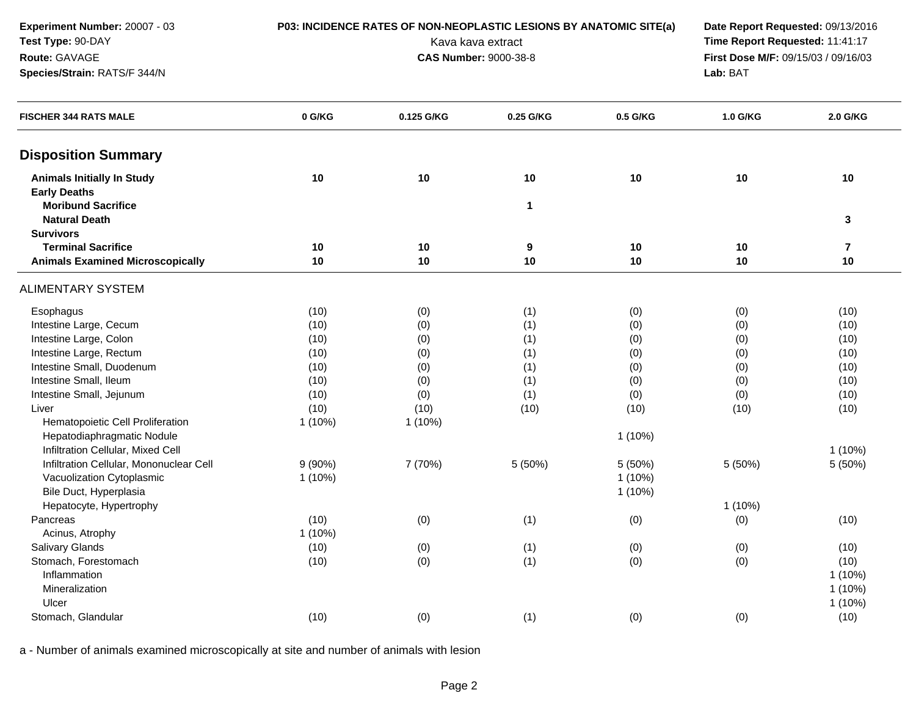**Experiment Number:** 20007 - 03
**Test Type:** 90-DAY
**Route:** GAVAGE
**Species/Strain:** RATS/F 344/N

**P03: INCIDENCE RATES OF NON-NEOPLASTIC LESIONS BY ANATOMIC SITE(a)**
Kava kava extract
**CAS Number:** 9000-38-8

**Date Report Requested:** 09/13/2016
**Time Report Requested:** 11:41:17
**First Dose M/F:** 09/15/03 / 09/16/03
**Lab:** BAT

| FISCHER 344 RATS MALE | 0 G/KG | 0.125 G/KG | 0.25 G/KG | 0.5 G/KG | 1.0 G/KG | 2.0 G/KG |
|---|---|---|---|---|---|---|
| **Disposition Summary** | | | | | | |
| **Animals Initially In Study** | **10** | **10** | **10** | **10** | **10** | **10** |
| **Early Deaths** | | | | | | |
| **Moribund Sacrifice** | | | **1** | | | |
| **Natural Death** | | | | | | **3** |
| **Survivors** | | | | | | |
| **Terminal Sacrifice** | **10** | **10** | **9** | **10** | **10** | **7** |
| **Animals Examined Microscopically** | **10** | **10** | **10** | **10** | **10** | **10** |
| ALIMENTARY SYSTEM | | | | | | |
| Esophagus | (10) | (0) | (1) | (0) | (0) | (10) |
| Intestine Large, Cecum | (10) | (0) | (1) | (0) | (0) | (10) |
| Intestine Large, Colon | (10) | (0) | (1) | (0) | (0) | (10) |
| Intestine Large, Rectum | (10) | (0) | (1) | (0) | (0) | (10) |
| Intestine Small, Duodenum | (10) | (0) | (1) | (0) | (0) | (10) |
| Intestine Small, Ileum | (10) | (0) | (1) | (0) | (0) | (10) |
| Intestine Small, Jejunum | (10) | (0) | (1) | (0) | (0) | (10) |
| Liver | (10) | (10) | (10) | (10) | (10) | (10) |
| Hematopoietic Cell Proliferation | 1 (10%) | 1 (10%) | | | | |
| Hepatodiaphragmatic Nodule | | | | 1 (10%) | | |
| Infiltration Cellular, Mixed Cell | | | | | | 1 (10%) |
| Infiltration Cellular, Mononuclear Cell | 9 (90%) | 7 (70%) | 5 (50%) | 5 (50%) | 5 (50%) | 5 (50%) |
| Vacuolization Cytoplasmic | 1 (10%) | | | 1 (10%) | | |
| Bile Duct, Hyperplasia | | | | 1 (10%) | | |
| Hepatocyte, Hypertrophy | | | | | 1 (10%) | |
| Pancreas | (10) | (0) | (1) | (0) | (0) | (10) |
| Acinus, Atrophy | 1 (10%) | | | | | |
| Salivary Glands | (10) | (0) | (1) | (0) | (0) | (10) |
| Stomach, Forestomach | (10) | (0) | (1) | (0) | (0) | (10) |
| Inflammation | | | | | | 1 (10%) |
| Mineralization | | | | | | 1 (10%) |
| Ulcer | | | | | | 1 (10%) |
| Stomach, Glandular | (10) | (0) | (1) | (0) | (0) | (10) |

a - Number of animals examined microscopically at site and number of animals with lesion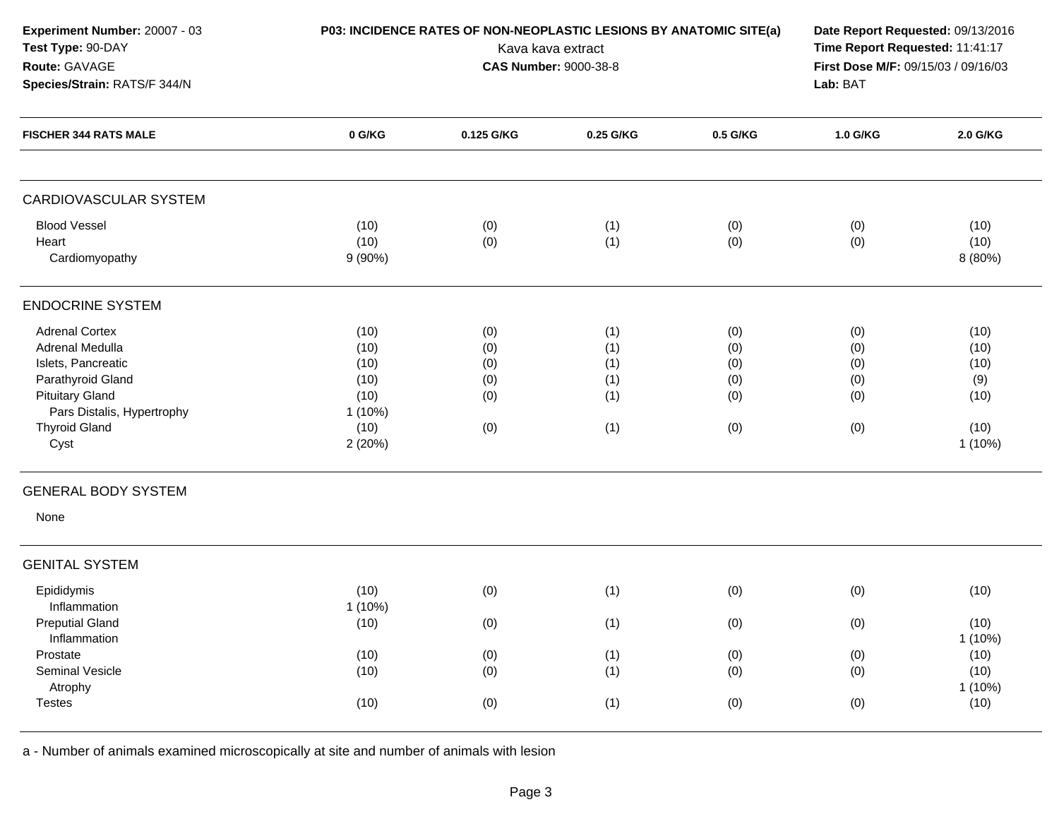**Experiment Number:** 20007 - 03
**Test Type:** 90-DAY
**Route:** GAVAGE
**Species/Strain:** RATS/F 344/N

**P03: INCIDENCE RATES OF NON-NEOPLASTIC LESIONS BY ANATOMIC SITE(a)**
Kava kava extract
**CAS Number:** 9000-38-8

**Date Report Requested:** 09/13/2016
**Time Report Requested:** 11:41:17
**First Dose M/F:** 09/15/03 / 09/16/03
**Lab:** BAT

| FISCHER 344 RATS MALE | 0 G/KG | 0.125 G/KG | 0.25 G/KG | 0.5 G/KG | 1.0 G/KG | 2.0 G/KG |
|---|---|---|---|---|---|---|
| **CARDIOVASCULAR SYSTEM** | | | | | | |
| Blood Vessel | (10) | (0) | (1) | (0) | (0) | (10) |
| Heart | (10) | (0) | (1) | (0) | (0) | (10) |
| Cardiomyopathy | 9 (90%) | | | | | 8 (80%) |
| **ENDOCRINE SYSTEM** | | | | | | |
| Adrenal Cortex | (10) | (0) | (1) | (0) | (0) | (10) |
| Adrenal Medulla | (10) | (0) | (1) | (0) | (0) | (10) |
| Islets, Pancreatic | (10) | (0) | (1) | (0) | (0) | (10) |
| Parathyroid Gland | (10) | (0) | (1) | (0) | (0) | (9) |
| Pituitary Gland | (10) | (0) | (1) | (0) | (0) | (10) |
| Pars Distalis, Hypertrophy | 1 (10%) | | | | | |
| Thyroid Gland | (10) | (0) | (1) | (0) | (0) | (10) |
| Cyst | 2 (20%) | | | | | 1 (10%) |
| **GENERAL BODY SYSTEM** | | | | | | |
| None | | | | | | |
| **GENITAL SYSTEM** | | | | | | |
| Epididymis | (10) | (0) | (1) | (0) | (0) | (10) |
| Inflammation | 1 (10%) | | | | | |
| Preputial Gland | (10) | (0) | (1) | (0) | (0) | (10) |
| Inflammation | | | | | | 1 (10%) |
| Prostate | (10) | (0) | (1) | (0) | (0) | (10) |
| Seminal Vesicle | (10) | (0) | (1) | (0) | (0) | (10) |
| Atrophy | | | | | | 1 (10%) |
| Testes | (10) | (0) | (1) | (0) | (0) | (10) |

a - Number of animals examined microscopically at site and number of animals with lesion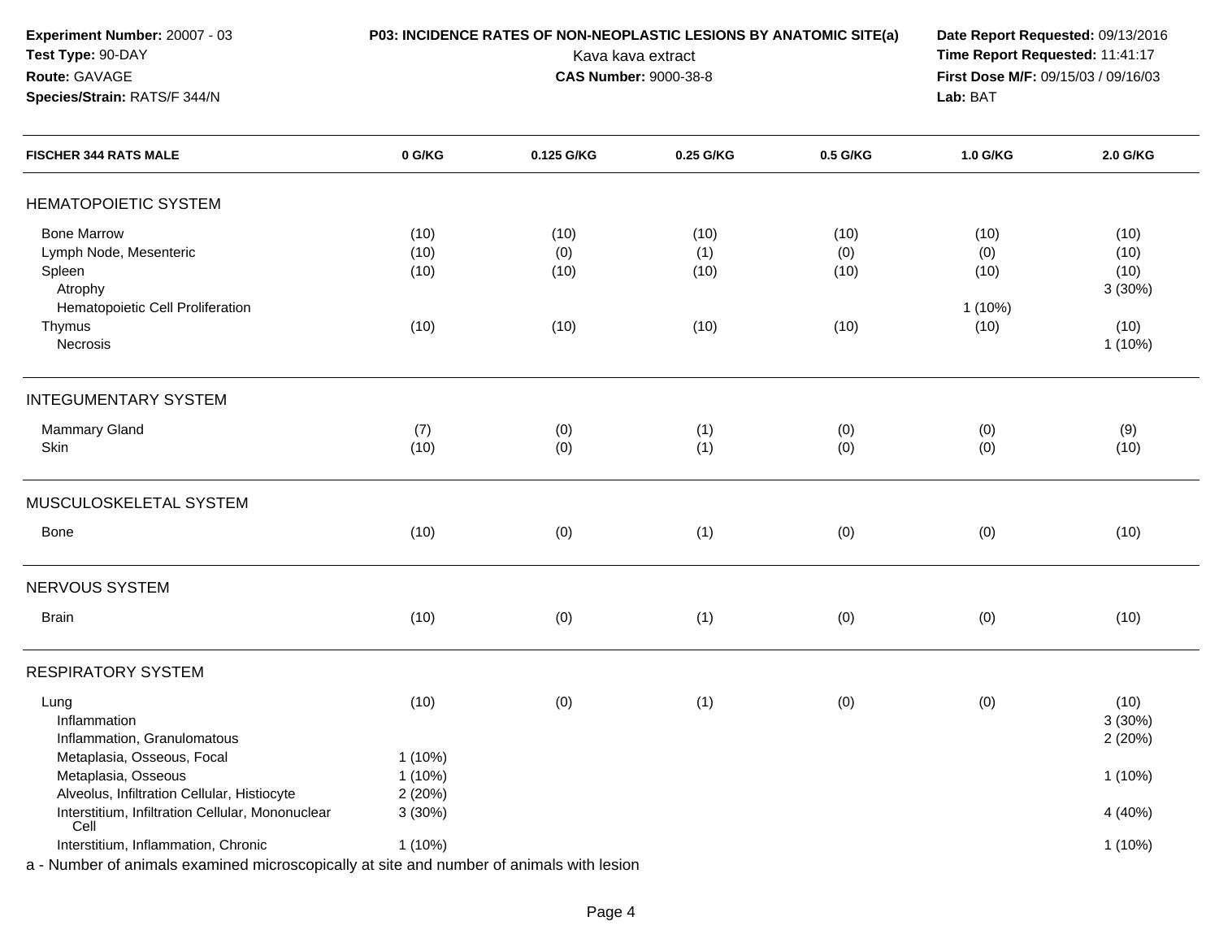**Experiment Number:** 20007 - 03
**Test Type:** 90-DAY
**Route:** GAVAGE
**Species/Strain:** RATS/F 344/N

**P03: INCIDENCE RATES OF NON-NEOPLASTIC LESIONS BY ANATOMIC SITE(a)**
Kava kava extract
**CAS Number:** 9000-38-8

**Date Report Requested:** 09/13/2016
**Time Report Requested:** 11:41:17
**First Dose M/F:** 09/15/03 / 09/16/03
**Lab:** BAT

| FISCHER 344 RATS MALE | 0 G/KG | 0.125 G/KG | 0.25 G/KG | 0.5 G/KG | 1.0 G/KG | 2.0 G/KG |
|---|---|---|---|---|---|---|
| **HEMATOPOIETIC SYSTEM** | | | | | | |
| Bone Marrow | (10) | (10) | (10) | (10) | (10) | (10) |
| Lymph Node, Mesenteric | (10) | (0) | (1) | (0) | (0) | (10) |
| Spleen | (10) | (10) | (10) | (10) | (10) | (10) |
| Atrophy | | | | | | 3 (30%) |
| Hematopoietic Cell Proliferation | | | | | 1 (10%) | |
| Thymus | (10) | (10) | (10) | (10) | (10) | (10) |
| Necrosis | | | | | | 1 (10%) |
| **INTEGUMENTARY SYSTEM** | | | | | | |
| Mammary Gland | (7) | (0) | (1) | (0) | (0) | (9) |
| Skin | (10) | (0) | (1) | (0) | (0) | (10) |
| **MUSCULOSKELETAL SYSTEM** | | | | | | |
| Bone | (10) | (0) | (1) | (0) | (0) | (10) |
| **NERVOUS SYSTEM** | | | | | | |
| Brain | (10) | (0) | (1) | (0) | (0) | (10) |
| **RESPIRATORY SYSTEM** | | | | | | |
| Lung | (10) | (0) | (1) | (0) | (0) | (10) |
| Inflammation | | | | | | 3 (30%) |
| Inflammation, Granulomatous | | | | | | 2 (20%) |
| Metaplasia, Osseous, Focal | 1 (10%) | | | | | |
| Metaplasia, Osseous | 1 (10%) | | | | | 1 (10%) |
| Alveolus, Infiltration Cellular, Histiocyte | 2 (20%) | | | | | |
| Interstitium, Infiltration Cellular, Mononuclear Cell | 3 (30%) | | | | | 4 (40%) |
| Interstitium, Inflammation, Chronic | 1 (10%) | | | | | 1 (10%) |

a - Number of animals examined microscopically at site and number of animals with lesion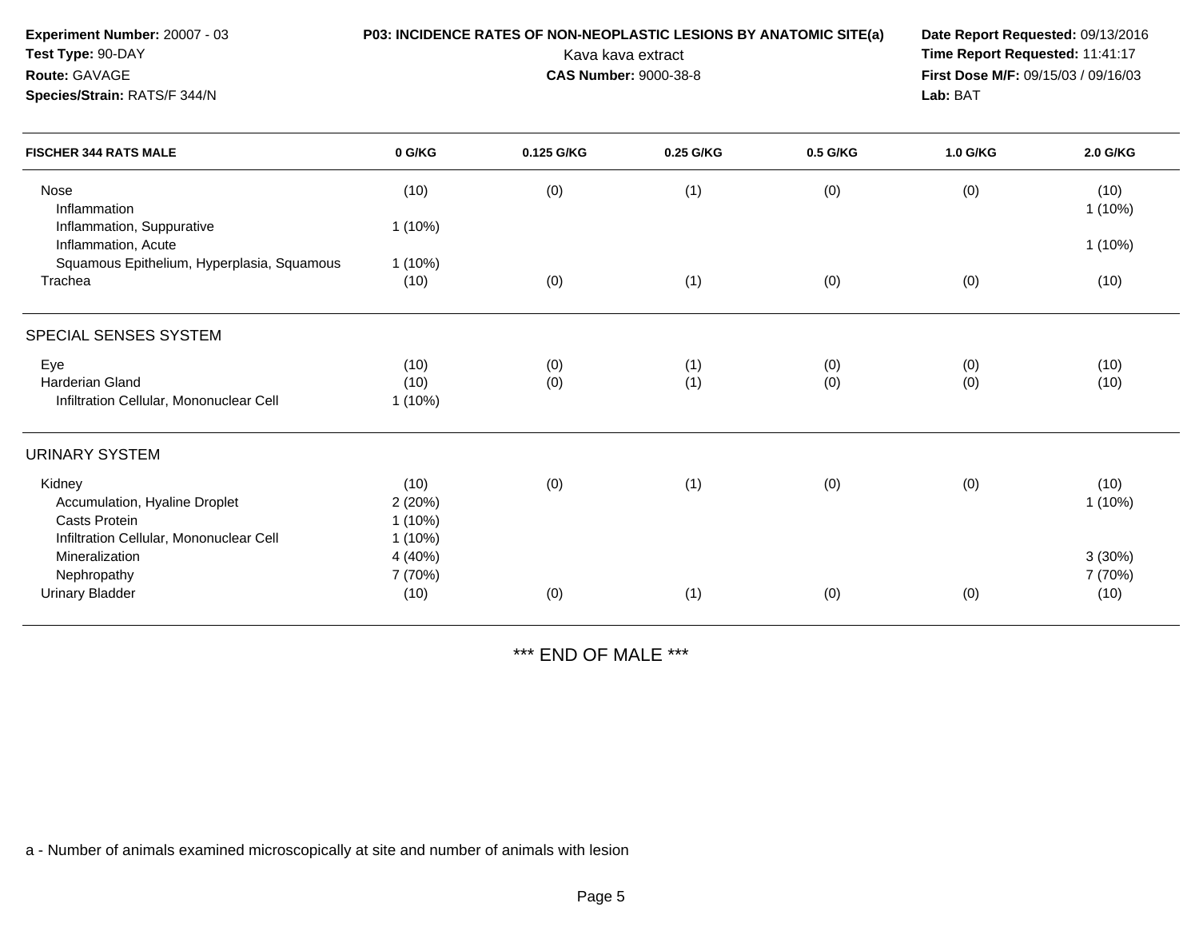**Experiment Number:** 20007 - 03
**Test Type:** 90-DAY
**Route:** GAVAGE
**Species/Strain:** RATS/F 344/N

**P03: INCIDENCE RATES OF NON-NEOPLASTIC LESIONS BY ANATOMIC SITE(a)**
Kava kava extract
**CAS Number:** 9000-38-8

**Date Report Requested:** 09/13/2016
**Time Report Requested:** 11:41:17
**First Dose M/F:** 09/15/03 / 09/16/03
**Lab:** BAT

| FISCHER 344 RATS MALE | 0 G/KG | 0.125 G/KG | 0.25 G/KG | 0.5 G/KG | 1.0 G/KG | 2.0 G/KG |
|---|---|---|---|---|---|---|
| Nose | (10) | (0) | (1) | (0) | (0) | (10) |
| Inflammation | | | | | | 1 (10%) |
| Inflammation, Suppurative | 1 (10%) | | | | | |
| Inflammation, Acute | | | | | | 1 (10%) |
| Squamous Epithelium, Hyperplasia, Squamous | 1 (10%) | | | | | |
| Trachea | (10) | (0) | (1) | (0) | (0) | (10) |
| **SPECIAL SENSES SYSTEM** | | | | | | |
| Eye | (10) | (0) | (1) | (0) | (0) | (10) |
| Harderian Gland | (10) | (0) | (1) | (0) | (0) | (10) |
| Infiltration Cellular, Mononuclear Cell | 1 (10%) | | | | | |
| **URINARY SYSTEM** | | | | | | |
| Kidney | (10) | (0) | (1) | (0) | (0) | (10) |
| Accumulation, Hyaline Droplet | 2 (20%) | | | | | 1 (10%) |
| Casts Protein | 1 (10%) | | | | | |
| Infiltration Cellular, Mononuclear Cell | 1 (10%) | | | | | |
| Mineralization | 4 (40%) | | | | | 3 (30%) |
| Nephropathy | 7 (70%) | | | | | 7 (70%) |
| Urinary Bladder | (10) | (0) | (1) | (0) | (0) | (10) |

*** END OF MALE ***

a - Number of animals examined microscopically at site and number of animals with lesion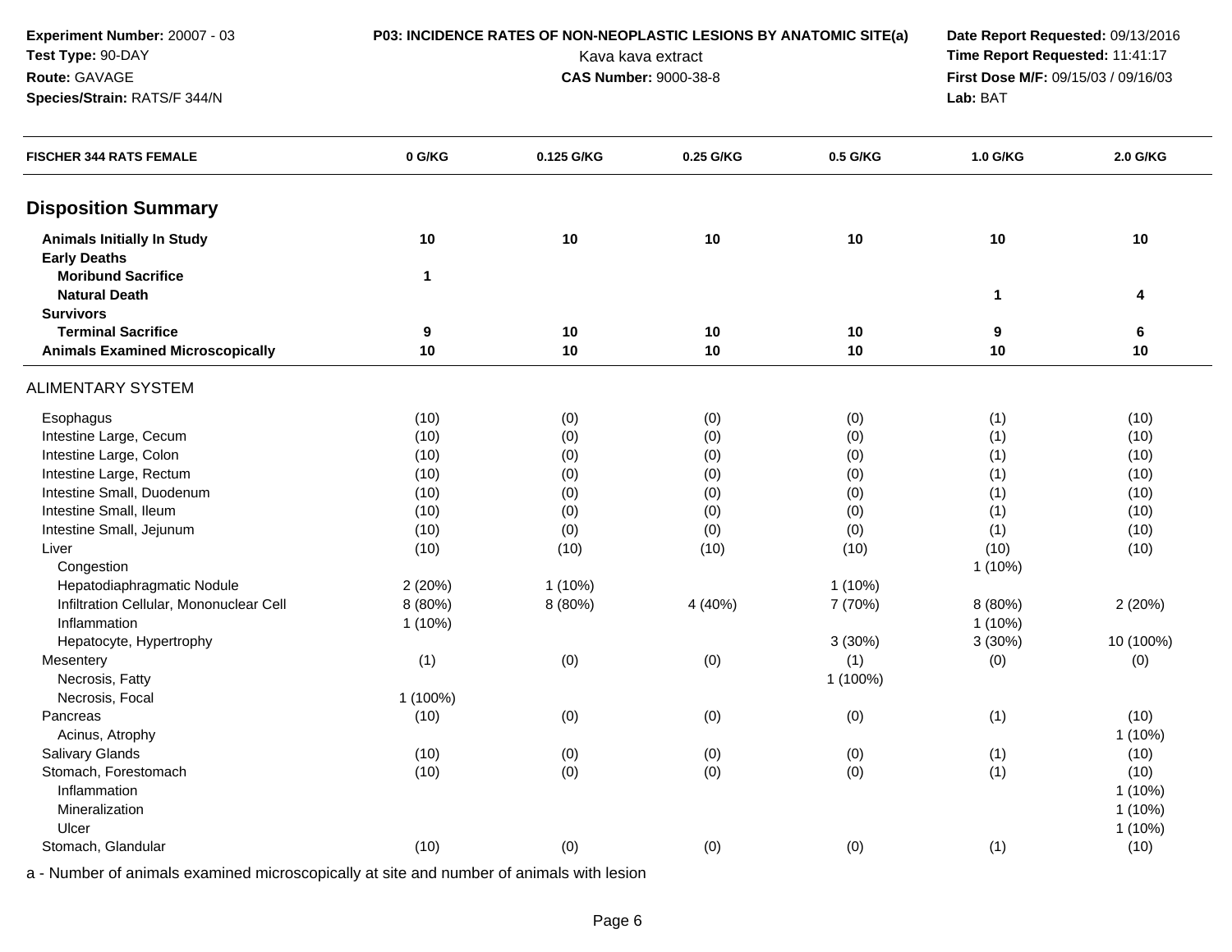**Experiment Number:** 20007 - 03
**Test Type:** 90-DAY
**Route:** GAVAGE
**Species/Strain:** RATS/F 344/N

**P03: INCIDENCE RATES OF NON-NEOPLASTIC LESIONS BY ANATOMIC SITE(a)**
Kava kava extract
**CAS Number:** 9000-38-8

**Date Report Requested:** 09/13/2016
**Time Report Requested:** 11:41:17
**First Dose M/F:** 09/15/03 / 09/16/03
**Lab:** BAT

| FISCHER 344 RATS FEMALE | 0 G/KG | 0.125 G/KG | 0.25 G/KG | 0.5 G/KG | 1.0 G/KG | 2.0 G/KG |
|---|---|---|---|---|---|---|
| **Disposition Summary** | | | | | | |
| **Animals Initially In Study** | **10** | **10** | **10** | **10** | **10** | **10** |
| **Early Deaths** | | | | | | |
| **Moribund Sacrifice** | **1** | | | | | |
| **Natural Death** | | | | | **1** | **4** |
| **Survivors** | | | | | | |
| **Terminal Sacrifice** | **9** | **10** | **10** | **10** | **9** | **6** |
| **Animals Examined Microscopically** | **10** | **10** | **10** | **10** | **10** | **10** |
| ALIMENTARY SYSTEM | | | | | | |
| Esophagus | (10) | (0) | (0) | (0) | (1) | (10) |
| Intestine Large, Cecum | (10) | (0) | (0) | (0) | (1) | (10) |
| Intestine Large, Colon | (10) | (0) | (0) | (0) | (1) | (10) |
| Intestine Large, Rectum | (10) | (0) | (0) | (0) | (1) | (10) |
| Intestine Small, Duodenum | (10) | (0) | (0) | (0) | (1) | (10) |
| Intestine Small, Ileum | (10) | (0) | (0) | (0) | (1) | (10) |
| Intestine Small, Jejunum | (10) | (0) | (0) | (0) | (1) | (10) |
| Liver | (10) | (10) | (10) | (10) | (10) | (10) |
| Congestion | | | | | 1 (10%) | |
| Hepatodiaphragmatic Nodule | 2 (20%) | 1 (10%) | | 1 (10%) | | |
| Infiltration Cellular, Mononuclear Cell | 8 (80%) | 8 (80%) | 4 (40%) | 7 (70%) | 8 (80%) | 2 (20%) |
| Inflammation | 1 (10%) | | | | 1 (10%) | |
| Hepatocyte, Hypertrophy | | | | 3 (30%) | 3 (30%) | 10 (100%) |
| Mesentery | (1) | (0) | (0) | (1) | (0) | (0) |
| Necrosis, Fatty | | | | 1 (100%) | | |
| Necrosis, Focal | 1 (100%) | | | | | |
| Pancreas | (10) | (0) | (0) | (0) | (1) | (10) |
| Acinus, Atrophy | | | | | | 1 (10%) |
| Salivary Glands | (10) | (0) | (0) | (0) | (1) | (10) |
| Stomach, Forestomach | (10) | (0) | (0) | (0) | (1) | (10) |
| Inflammation | | | | | | 1 (10%) |
| Mineralization | | | | | | 1 (10%) |
| Ulcer | | | | | | 1 (10%) |
| Stomach, Glandular | (10) | (0) | (0) | (0) | (1) | (10) |

a - Number of animals examined microscopically at site and number of animals with lesion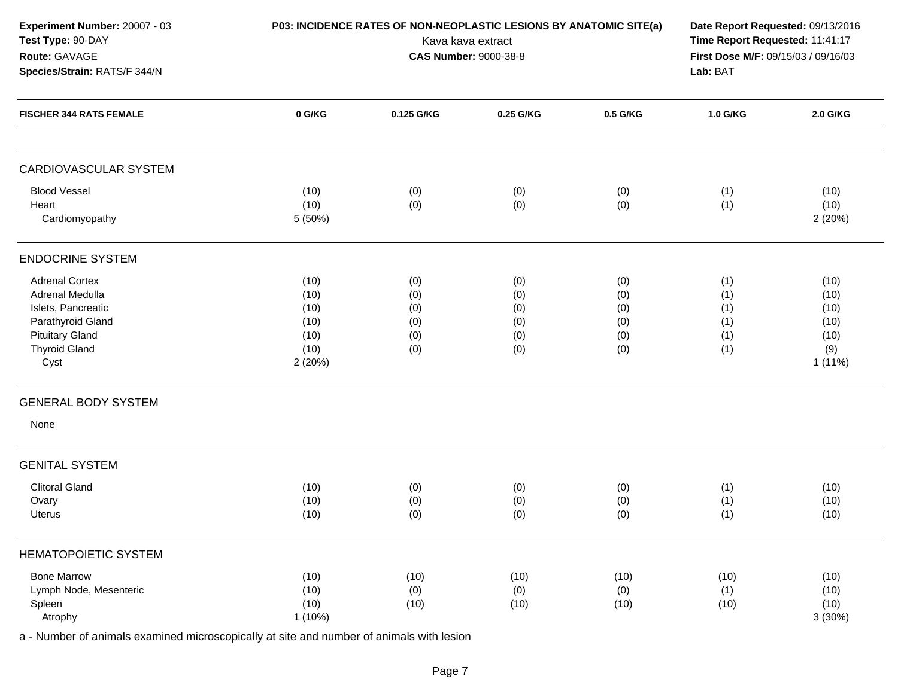**Experiment Number:** 20007 - 03
**Test Type:** 90-DAY
**Route:** GAVAGE
**Species/Strain:** RATS/F 344/N

**P03: INCIDENCE RATES OF NON-NEOPLASTIC LESIONS BY ANATOMIC SITE(a)**
Kava kava extract
**CAS Number:** 9000-38-8

**Date Report Requested:** 09/13/2016
**Time Report Requested:** 11:41:17
**First Dose M/F:** 09/15/03 / 09/16/03
**Lab:** BAT

| FISCHER 344 RATS FEMALE | 0 G/KG | 0.125 G/KG | 0.25 G/KG | 0.5 G/KG | 1.0 G/KG | 2.0 G/KG |
|---|---|---|---|---|---|---|
| **CARDIOVASCULAR SYSTEM** | | | | | | |
| Blood Vessel | (10) | (0) | (0) | (0) | (1) | (10) |
| Heart | (10) | (0) | (0) | (0) | (1) | (10) |
| Cardiomyopathy | 5 (50%) | | | | | 2 (20%) |
| **ENDOCRINE SYSTEM** | | | | | | |
| Adrenal Cortex | (10) | (0) | (0) | (0) | (1) | (10) |
| Adrenal Medulla | (10) | (0) | (0) | (0) | (1) | (10) |
| Islets, Pancreatic | (10) | (0) | (0) | (0) | (1) | (10) |
| Parathyroid Gland | (10) | (0) | (0) | (0) | (1) | (10) |
| Pituitary Gland | (10) | (0) | (0) | (0) | (1) | (10) |
| Thyroid Gland | (10) | (0) | (0) | (0) | (1) | (9) |
| Cyst | 2 (20%) | | | | | 1 (11%) |
| **GENERAL BODY SYSTEM** | | | | | | |
| None | | | | | | |
| **GENITAL SYSTEM** | | | | | | |
| Clitoral Gland | (10) | (0) | (0) | (0) | (1) | (10) |
| Ovary | (10) | (0) | (0) | (0) | (1) | (10) |
| Uterus | (10) | (0) | (0) | (0) | (1) | (10) |
| **HEMATOPOIETIC SYSTEM** | | | | | | |
| Bone Marrow | (10) | (10) | (10) | (10) | (10) | (10) |
| Lymph Node, Mesenteric | (10) | (0) | (0) | (0) | (1) | (10) |
| Spleen | (10) | (10) | (10) | (10) | (10) | (10) |
| Atrophy | 1 (10%) | | | | | 3 (30%) |

a - Number of animals examined microscopically at site and number of animals with lesion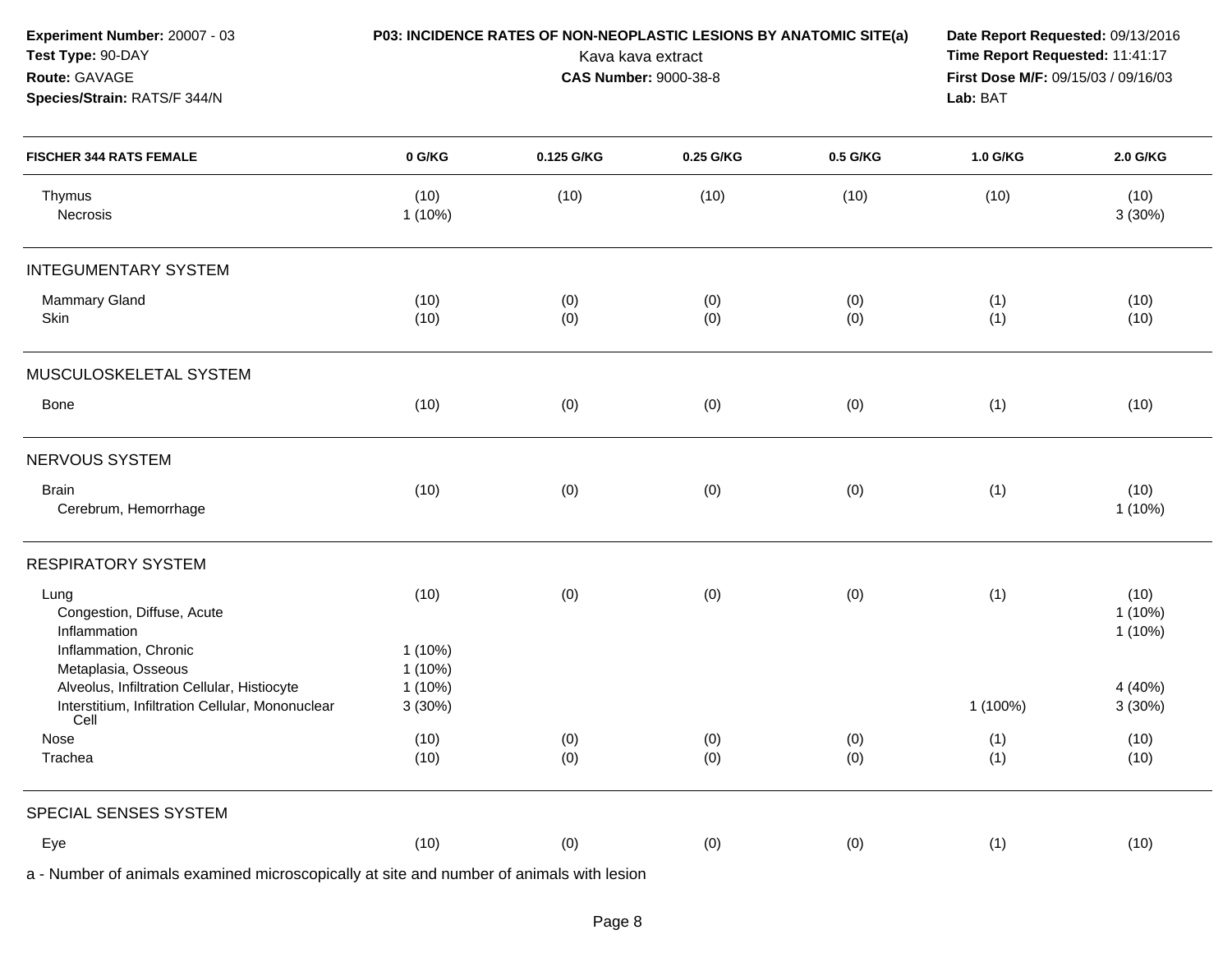**Experiment Number:** 20007 - 03
**Test Type:** 90-DAY
**Route:** GAVAGE
**Species/Strain:** RATS/F 344/N

**P03: INCIDENCE RATES OF NON-NEOPLASTIC LESIONS BY ANATOMIC SITE(a)**
Kava kava extract
**CAS Number:** 9000-38-8

**Date Report Requested:** 09/13/2016
**Time Report Requested:** 11:41:17
**First Dose M/F:** 09/15/03 / 09/16/03
**Lab:** BAT

| FISCHER 344 RATS FEMALE | 0 G/KG | 0.125 G/KG | 0.25 G/KG | 0.5 G/KG | 1.0 G/KG | 2.0 G/KG |
|---|---|---|---|---|---|---|
| Thymus | (10) | (10) | (10) | (10) | (10) | (10) |
| Necrosis | 1 (10%) | | | | | 3 (30%) |
| **INTEGUMENTARY SYSTEM** | | | | | | |
| Mammary Gland | (10) | (0) | (0) | (0) | (1) | (10) |
| Skin | (10) | (0) | (0) | (0) | (1) | (10) |
| **MUSCULOSKELETAL SYSTEM** | | | | | | |
| Bone | (10) | (0) | (0) | (0) | (1) | (10) |
| **NERVOUS SYSTEM** | | | | | | |
| Brain | (10) | (0) | (0) | (0) | (1) | (10) |
| Cerebrum, Hemorrhage | | | | | | 1 (10%) |
| **RESPIRATORY SYSTEM** | | | | | | |
| Lung | (10) | (0) | (0) | (0) | (1) | (10) |
| Congestion, Diffuse, Acute | | | | | | 1 (10%) |
| Inflammation | | | | | | 1 (10%) |
| Inflammation, Chronic | 1 (10%) | | | | | |
| Metaplasia, Osseous | 1 (10%) | | | | | |
| Alveolus, Infiltration Cellular, Histiocyte | 1 (10%) | | | | | 4 (40%) |
| Interstitium, Infiltration Cellular, Mononuclear Cell | 3 (30%) | | | | 1 (100%) | 3 (30%) |
| Nose | (10) | (0) | (0) | (0) | (1) | (10) |
| Trachea | (10) | (0) | (0) | (0) | (1) | (10) |
| **SPECIAL SENSES SYSTEM** | | | | | | |
| Eye | (10) | (0) | (0) | (0) | (1) | (10) |

a - Number of animals examined microscopically at site and number of animals with lesion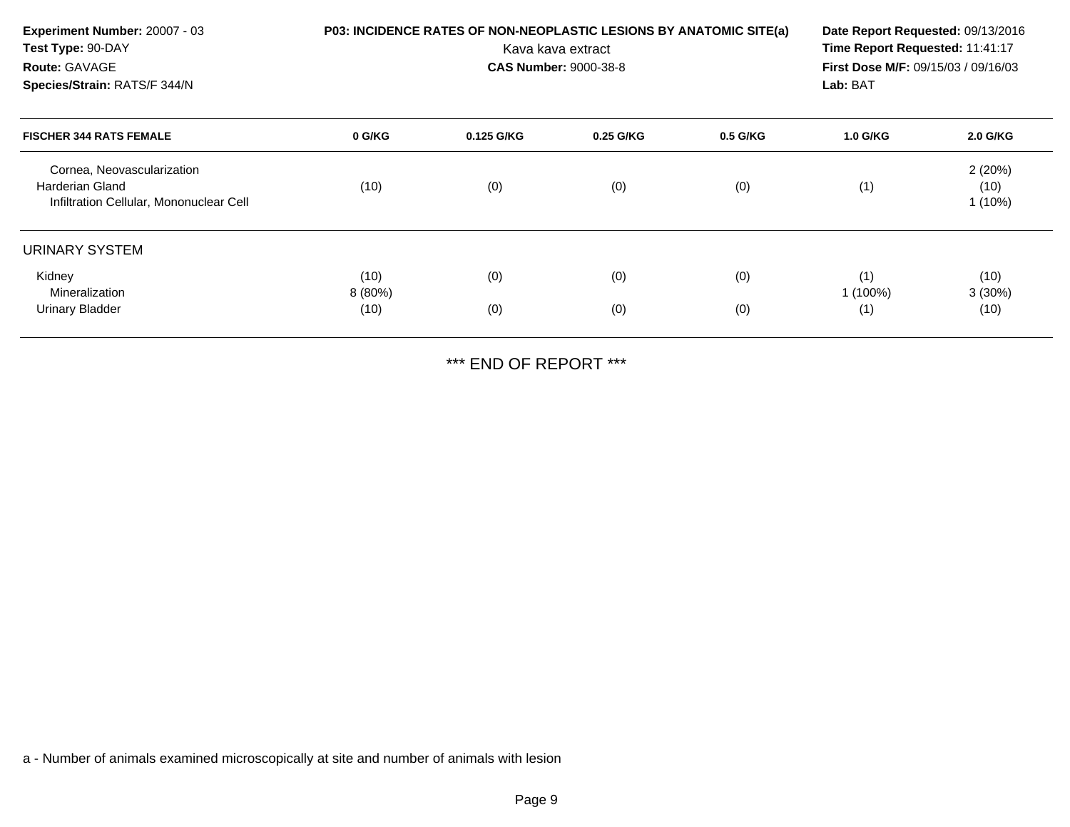**Experiment Number:** 20007 - 03
**Test Type:** 90-DAY
**Route:** GAVAGE
**Species/Strain:** RATS/F 344/N

**P03: INCIDENCE RATES OF NON-NEOPLASTIC LESIONS BY ANATOMIC SITE(a)**
Kava kava extract
**CAS Number:** 9000-38-8

**Date Report Requested:** 09/13/2016
**Time Report Requested:** 11:41:17
**First Dose M/F:** 09/15/03 / 09/16/03
**Lab:** BAT

| FISCHER 344 RATS FEMALE | 0 G/KG | 0.125 G/KG | 0.25 G/KG | 0.5 G/KG | 1.0 G/KG | 2.0 G/KG |
|---|---|---|---|---|---|---|
| Cornea, Neovascularization | | | | | | 2 (20%) |
| Harderian Gland | (10) | (0) | (0) | (0) | (1) | (10) |
| Infiltration Cellular, Mononuclear Cell | | | | | | 1 (10%) |
| URINARY SYSTEM | | | | | | |
| Kidney | (10) | (0) | (0) | (0) | (1) | (10) |
| Mineralization | 8 (80%) | | | | 1 (100%) | 3 (30%) |
| Urinary Bladder | (10) | (0) | (0) | (0) | (1) | (10) |

*** END OF REPORT ***

a - Number of animals examined microscopically at site and number of animals with lesion